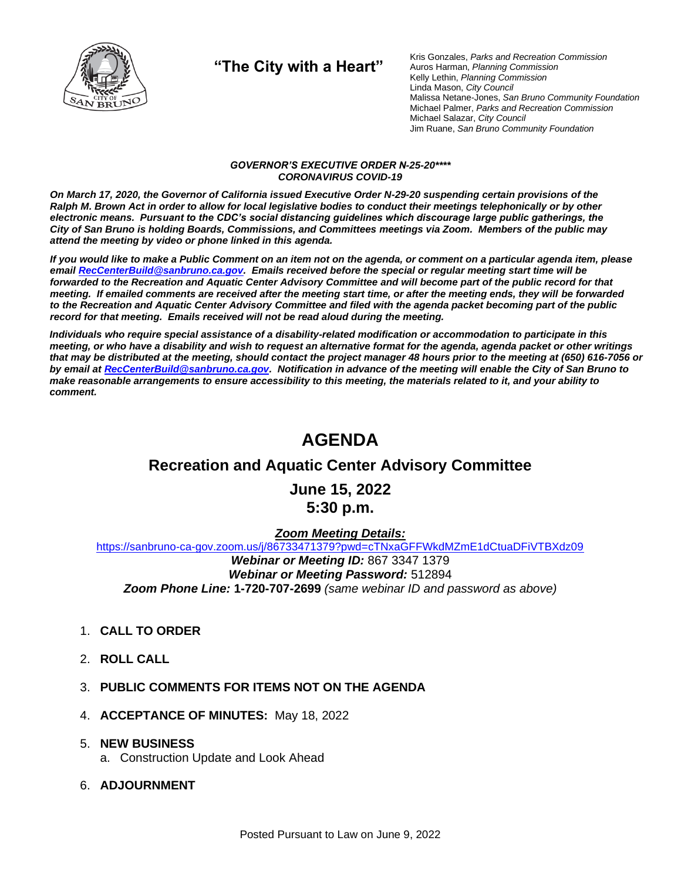**"The City with a Heart"**

Kris Gonzales, *Parks and Recreation Commission*
Auros Harman, *Planning Commission*
Kelly Lethin, *Planning Commission*
Linda Mason, *City Council*
Malissa Netane-Jones, *San Bruno Community Foundation*
Michael Palmer, *Parks and Recreation Commission*
Michael Salazar, *City Council*
Jim Ruane, *San Bruno Community Foundation*

***GOVERNOR'S EXECUTIVE ORDER N-25-20\*\*\*\****
***CORONAVIRUS COVID-19***

***On March 17, 2020, the Governor of California issued Executive Order N-29-20 suspending certain provisions of the Ralph M. Brown Act in order to allow for local legislative bodies to conduct their meetings telephonically or by other electronic means. Pursuant to the CDC's social distancing guidelines which discourage large public gatherings, the City of San Bruno is holding Boards, Commissions, and Committees meetings via Zoom. Members of the public may attend the meeting by video or phone linked in this agenda.***

***If you would like to make a Public Comment on an item not on the agenda, or comment on a particular agenda item, please email [RecCenterBuild@sanbruno.ca.gov](mailto:RecCenterBuild@sanbruno.ca.gov). Emails received before the special or regular meeting start time will be forwarded to the Recreation and Aquatic Center Advisory Committee and will become part of the public record for that meeting. If emailed comments are received after the meeting start time, or after the meeting ends, they will be forwarded to the Recreation and Aquatic Center Advisory Committee and filed with the agenda packet becoming part of the public record for that meeting. Emails received will not be read aloud during the meeting.***

***Individuals who require special assistance of a disability-related modification or accommodation to participate in this meeting, or who have a disability and wish to request an alternative format for the agenda, agenda packet or other writings that may be distributed at the meeting, should contact the project manager 48 hours prior to the meeting at (650) 616-7056 or by email at [RecCenterBuild@sanbruno.ca.gov](mailto:RecCenterBuild@sanbruno.ca.gov). Notification in advance of the meeting will enable the City of San Bruno to make reasonable arrangements to ensure accessibility to this meeting, the materials related to it, and your ability to comment.***

# AGENDA

## Recreation and Aquatic Center Advisory Committee

## June 15, 2022
## 5:30 p.m.

***Zoom Meeting Details:***
https://sanbruno-ca-gov.zoom.us/j/86733471379?pwd=cTNxaGFFWkdMZmE1dCtuaDFiVTBXdz09
***Webinar or Meeting ID:*** 867 3347 1379
***Webinar or Meeting Password:*** 512894
***Zoom Phone Line:*** **1-720-707-2699** *(same webinar ID and password as above)*

1. **CALL TO ORDER**
2. **ROLL CALL**
3. **PUBLIC COMMENTS FOR ITEMS NOT ON THE AGENDA**
4. **ACCEPTANCE OF MINUTES:** May 18, 2022
5. **NEW BUSINESS**
   a. Construction Update and Look Ahead
6. **ADJOURNMENT**

Posted Pursuant to Law on June 9, 2022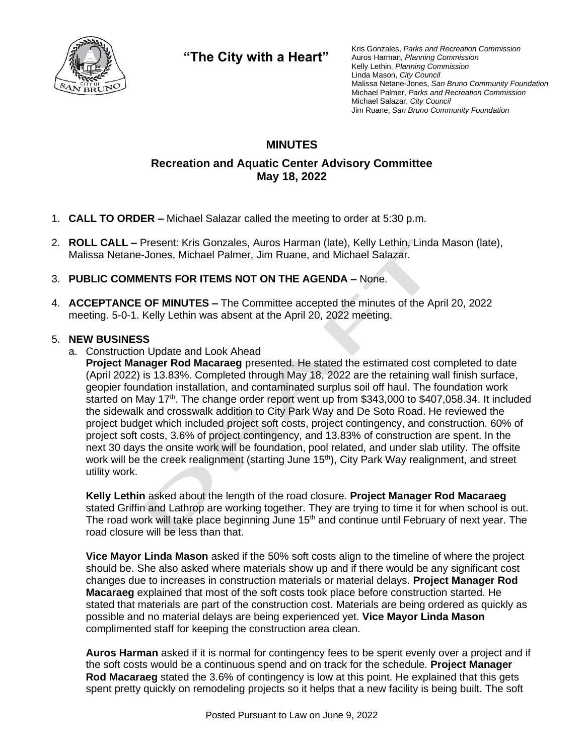"The City with a Heart"

Kris Gonzales, *Parks and Recreation Commission*
Auros Harman, *Planning Commission*
Kelly Lethin, *Planning Commission*
Linda Mason, *City Council*
Malissa Netane-Jones, *San Bruno Community Foundation*
Michael Palmer, *Parks and Recreation Commission*
Michael Salazar, *City Council*
Jim Ruane, *San Bruno Community Foundation*

## MINUTES

### Recreation and Aquatic Center Advisory Committee
### May 18, 2022

1. **CALL TO ORDER –** Michael Salazar called the meeting to order at 5:30 p.m.

2. **ROLL CALL –** Present: Kris Gonzales, Auros Harman (late), Kelly Lethin, Linda Mason (late), Malissa Netane-Jones, Michael Palmer, Jim Ruane, and Michael Salazar.

3. **PUBLIC COMMENTS FOR ITEMS NOT ON THE AGENDA –** None.

4. **ACCEPTANCE OF MINUTES –** The Committee accepted the minutes of the April 20, 2022 meeting. 5-0-1. Kelly Lethin was absent at the April 20, 2022 meeting.

5. **NEW BUSINESS**
   a. Construction Update and Look Ahead
   **Project Manager Rod Macaraeg** presented. He stated the estimated cost completed to date (April 2022) is 13.83%. Completed through May 18, 2022 are the retaining wall finish surface, geopier foundation installation, and contaminated surplus soil off haul. The foundation work started on May 17th. The change order report went up from $343,000 to $407,058.34. It included the sidewalk and crosswalk addition to City Park Way and De Soto Road. He reviewed the project budget which included project soft costs, project contingency, and construction. 60% of project soft costs, 3.6% of project contingency, and 13.83% of construction are spent. In the next 30 days the onsite work will be foundation, pool related, and under slab utility. The offsite work will be the creek realignment (starting June 15th), City Park Way realignment, and street utility work.

   **Kelly Lethin** asked about the length of the road closure. **Project Manager Rod Macaraeg** stated Griffin and Lathrop are working together. They are trying to time it for when school is out. The road work will take place beginning June 15th and continue until February of next year. The road closure will be less than that.

   **Vice Mayor Linda Mason** asked if the 50% soft costs align to the timeline of where the project should be. She also asked where materials show up and if there would be any significant cost changes due to increases in construction materials or material delays. **Project Manager Rod Macaraeg** explained that most of the soft costs took place before construction started. He stated that materials are part of the construction cost. Materials are being ordered as quickly as possible and no material delays are being experienced yet. **Vice Mayor Linda Mason** complimented staff for keeping the construction area clean.

   **Auros Harman** asked if it is normal for contingency fees to be spent evenly over a project and if the soft costs would be a continuous spend and on track for the schedule. **Project Manager Rod Macaraeg** stated the 3.6% of contingency is low at this point. He explained that this gets spent pretty quickly on remodeling projects so it helps that a new facility is being built. The soft

Posted Pursuant to Law on June 9, 2022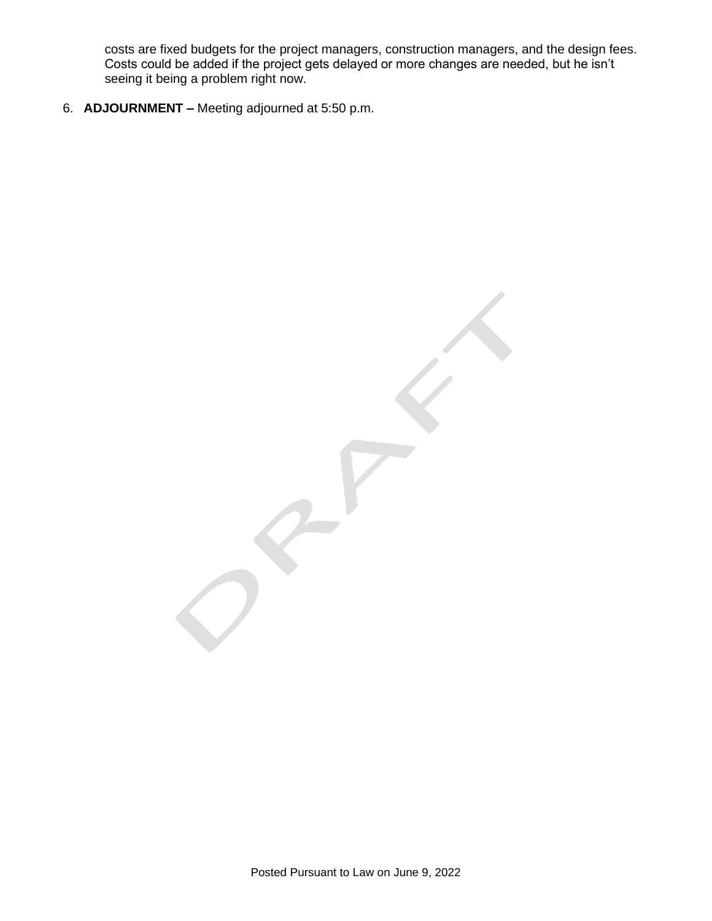costs are fixed budgets for the project managers, construction managers, and the design fees. Costs could be added if the project gets delayed or more changes are needed, but he isn't seeing it being a problem right now.

6. **ADJOURNMENT –** Meeting adjourned at 5:50 p.m.

Posted Pursuant to Law on June 9, 2022